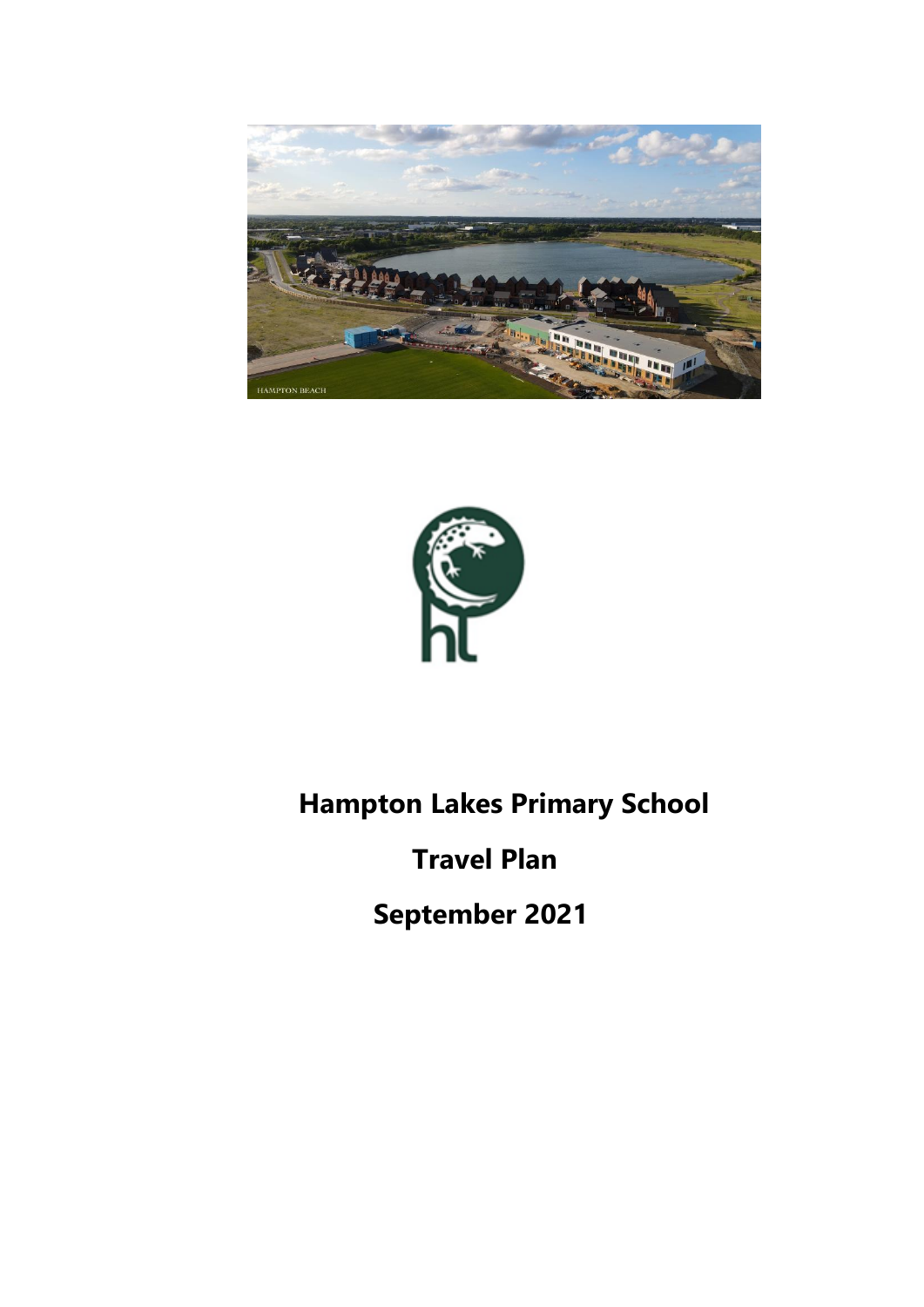# Hampton Lakes Primary School

# Travel Plan

# September 2021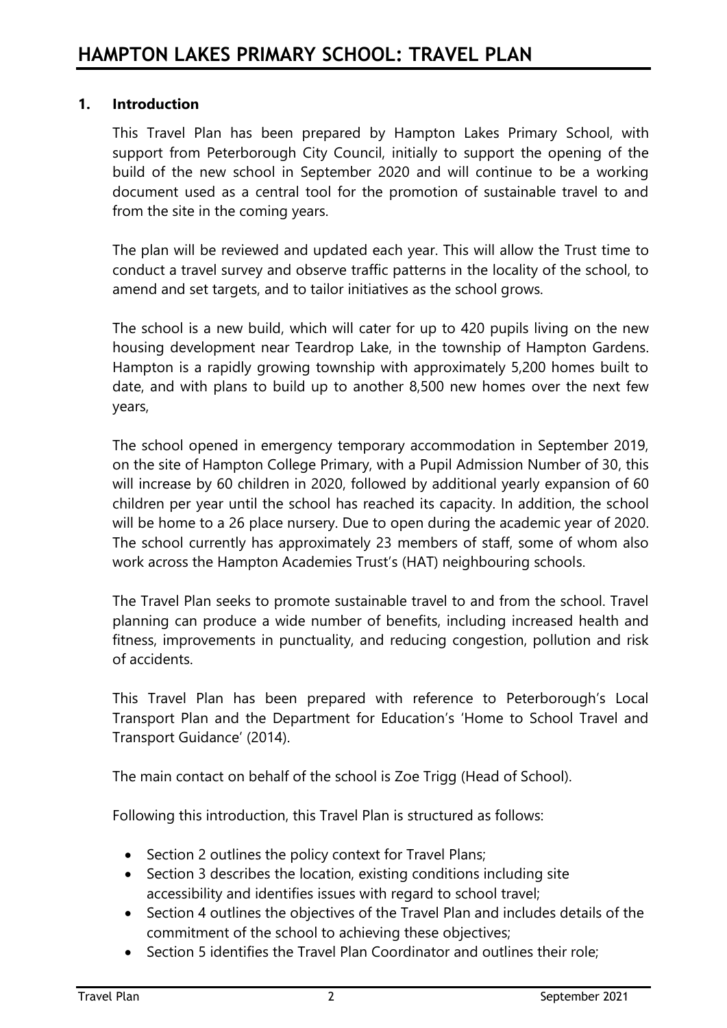# HAMPTON LAKES PRIMARY SCHOOL: TRAVEL PLAN

## 1. Introduction

This Travel Plan has been prepared by Hampton Lakes Primary School, with support from Peterborough City Council, initially to support the opening of the build of the new school in September 2020 and will continue to be a working document used as a central tool for the promotion of sustainable travel to and from the site in the coming years.

The plan will be reviewed and updated each year. This will allow the Trust time to conduct a travel survey and observe traffic patterns in the locality of the school, to amend and set targets, and to tailor initiatives as the school grows.

The school is a new build, which will cater for up to 420 pupils living on the new housing development near Teardrop Lake, in the township of Hampton Gardens. Hampton is a rapidly growing township with approximately 5,200 homes built to date, and with plans to build up to another 8,500 new homes over the next few years,

The school opened in emergency temporary accommodation in September 2019, on the site of Hampton College Primary, with a Pupil Admission Number of 30, this will increase by 60 children in 2020, followed by additional yearly expansion of 60 children per year until the school has reached its capacity. In addition, the school will be home to a 26 place nursery. Due to open during the academic year of 2020. The school currently has approximately 23 members of staff, some of whom also work across the Hampton Academies Trust's (HAT) neighbouring schools.

The Travel Plan seeks to promote sustainable travel to and from the school. Travel planning can produce a wide number of benefits, including increased health and fitness, improvements in punctuality, and reducing congestion, pollution and risk of accidents.

This Travel Plan has been prepared with reference to Peterborough's Local Transport Plan and the Department for Education's 'Home to School Travel and Transport Guidance' (2014).

The main contact on behalf of the school is Zoe Trigg (Head of School).

Following this introduction, this Travel Plan is structured as follows:

- Section 2 outlines the policy context for Travel Plans;
- Section 3 describes the location, existing conditions including site accessibility and identifies issues with regard to school travel;
- Section 4 outlines the objectives of the Travel Plan and includes details of the commitment of the school to achieving these objectives;
- Section 5 identifies the Travel Plan Coordinator and outlines their role;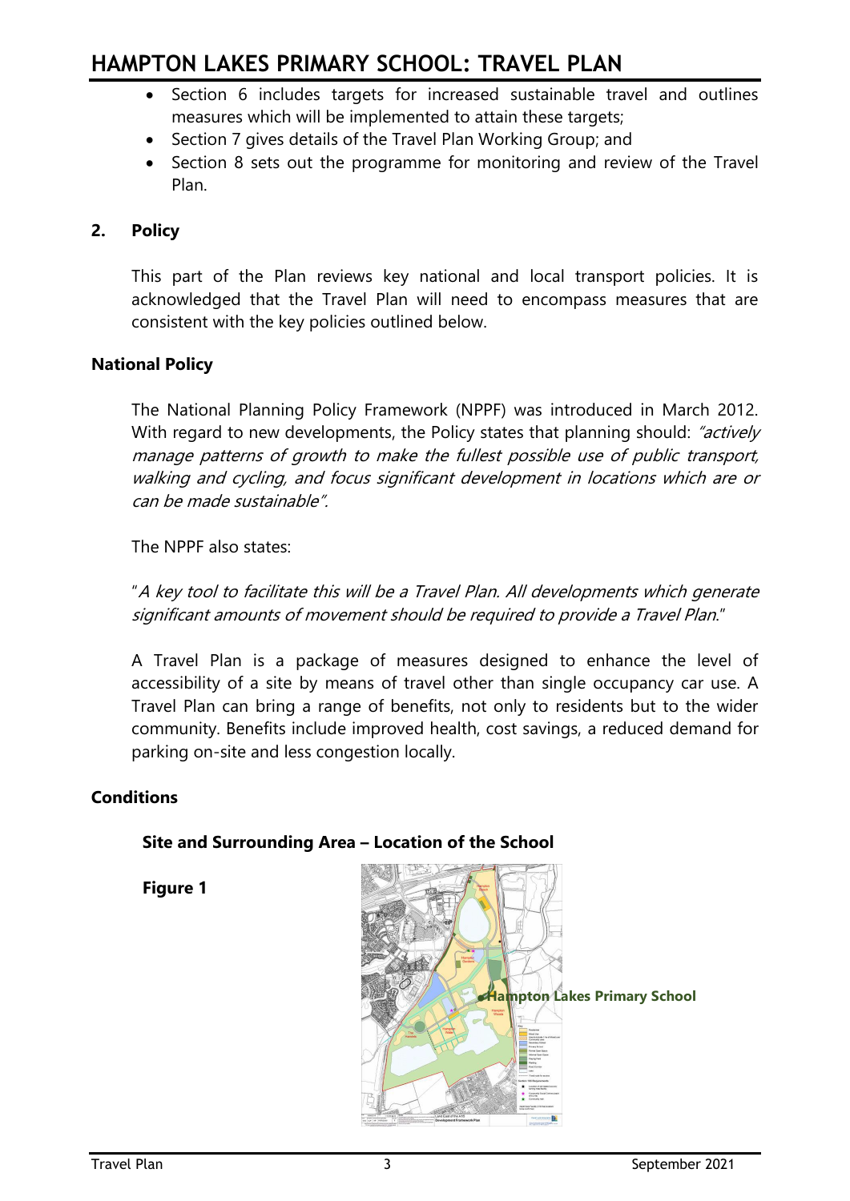- Section 6 includes targets for increased sustainable travel and outlines measures which will be implemented to attain these targets;
- Section 7 gives details of the Travel Plan Working Group; and
- Section 8 sets out the programme for monitoring and review of the Travel Plan.

## 2. Policy

This part of the Plan reviews key national and local transport policies. It is acknowledged that the Travel Plan will need to encompass measures that are consistent with the key policies outlined below.

### National Policy

The National Planning Policy Framework (NPPF) was introduced in March 2012. With regard to new developments, the Policy states that planning should: *"actively manage patterns of growth to make the fullest possible use of public transport, walking and cycling, and focus significant development in locations which are or can be made sustainable".*

The NPPF also states:

"*A key tool to facilitate this will be a Travel Plan. All developments which generate significant amounts of movement should be required to provide a Travel Plan*."

A Travel Plan is a package of measures designed to enhance the level of accessibility of a site by means of travel other than single occupancy car use. A Travel Plan can bring a range of benefits, not only to residents but to the wider community. Benefits include improved health, cost savings, a reduced demand for parking on-site and less congestion locally.

### Conditions

#### Site and Surrounding Area – Location of the School

**Figure 1**

Hampton Lakes Primary School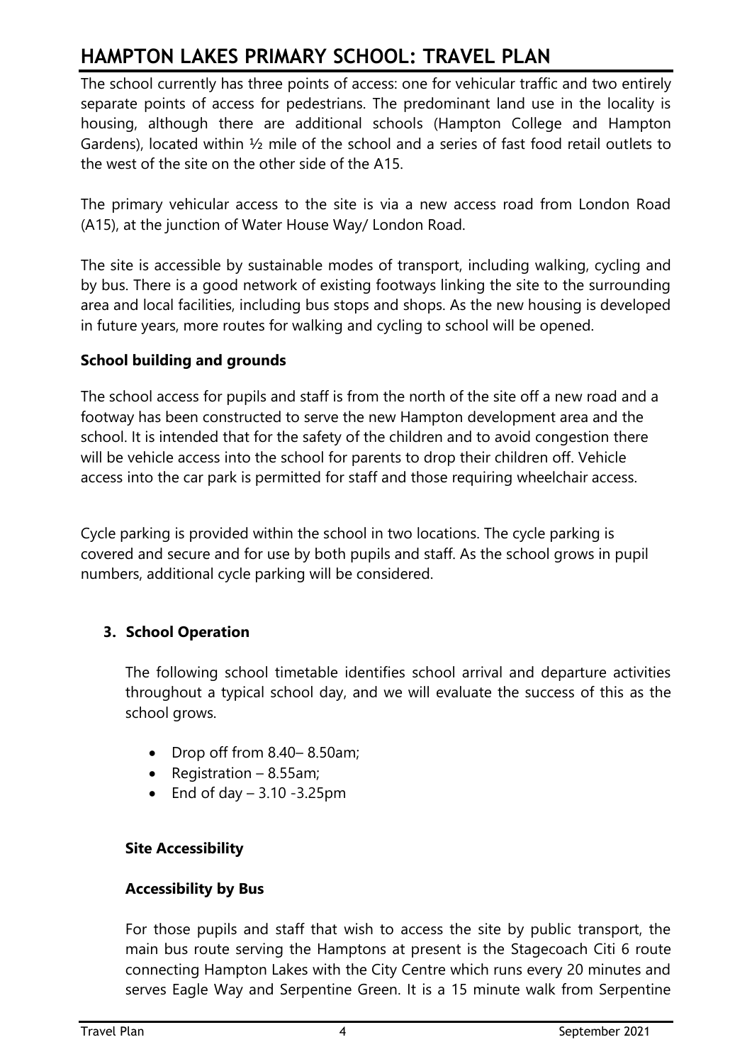# HAMPTON LAKES PRIMARY SCHOOL: TRAVEL PLAN

The school currently has three points of access: one for vehicular traffic and two entirely separate points of access for pedestrians. The predominant land use in the locality is housing, although there are additional schools (Hampton College and Hampton Gardens), located within ½ mile of the school and a series of fast food retail outlets to the west of the site on the other side of the A15.

The primary vehicular access to the site is via a new access road from London Road (A15), at the junction of Water House Way/ London Road.

The site is accessible by sustainable modes of transport, including walking, cycling and by bus. There is a good network of existing footways linking the site to the surrounding area and local facilities, including bus stops and shops. As the new housing is developed in future years, more routes for walking and cycling to school will be opened.

**School building and grounds**

The school access for pupils and staff is from the north of the site off a new road and a footway has been constructed to serve the new Hampton development area and the school. It is intended that for the safety of the children and to avoid congestion there will be vehicle access into the school for parents to drop their children off. Vehicle access into the car park is permitted for staff and those requiring wheelchair access.

Cycle parking is provided within the school in two locations. The cycle parking is covered and secure and for use by both pupils and staff. As the school grows in pupil numbers, additional cycle parking will be considered.

## 3. School Operation

The following school timetable identifies school arrival and departure activities throughout a typical school day, and we will evaluate the success of this as the school grows.

- Drop off from 8.40– 8.50am;
- Registration – 8.55am;
- End of day – 3.10 -3.25pm

**Site Accessibility**

**Accessibility by Bus**

For those pupils and staff that wish to access the site by public transport, the main bus route serving the Hamptons at present is the Stagecoach Citi 6 route connecting Hampton Lakes with the City Centre which runs every 20 minutes and serves Eagle Way and Serpentine Green. It is a 15 minute walk from Serpentine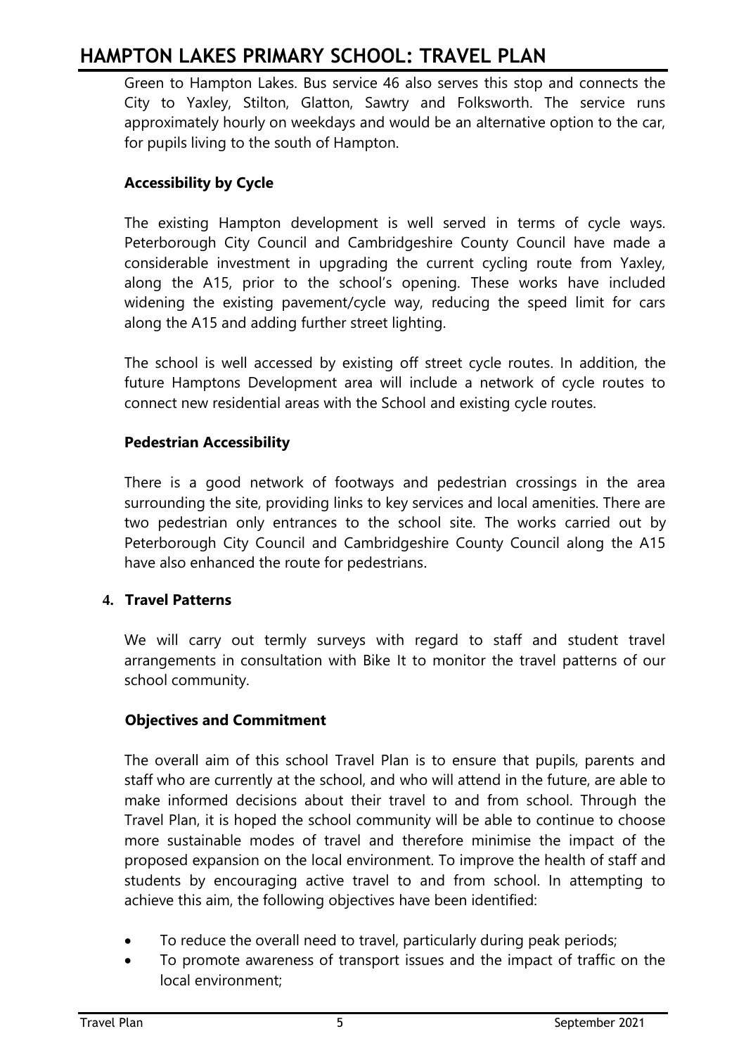Green to Hampton Lakes. Bus service 46 also serves this stop and connects the City to Yaxley, Stilton, Glatton, Sawtry and Folksworth. The service runs approximately hourly on weekdays and would be an alternative option to the car, for pupils living to the south of Hampton.

**Accessibility by Cycle**

The existing Hampton development is well served in terms of cycle ways. Peterborough City Council and Cambridgeshire County Council have made a considerable investment in upgrading the current cycling route from Yaxley, along the A15, prior to the school's opening. These works have included widening the existing pavement/cycle way, reducing the speed limit for cars along the A15 and adding further street lighting.

The school is well accessed by existing off street cycle routes. In addition, the future Hamptons Development area will include a network of cycle routes to connect new residential areas with the School and existing cycle routes.

**Pedestrian Accessibility**

There is a good network of footways and pedestrian crossings in the area surrounding the site, providing links to key services and local amenities. There are two pedestrian only entrances to the school site. The works carried out by Peterborough City Council and Cambridgeshire County Council along the A15 have also enhanced the route for pedestrians.

## 4. Travel Patterns

We will carry out termly surveys with regard to staff and student travel arrangements in consultation with Bike It to monitor the travel patterns of our school community.

**Objectives and Commitment**

The overall aim of this school Travel Plan is to ensure that pupils, parents and staff who are currently at the school, and who will attend in the future, are able to make informed decisions about their travel to and from school. Through the Travel Plan, it is hoped the school community will be able to continue to choose more sustainable modes of travel and therefore minimise the impact of the proposed expansion on the local environment. To improve the health of staff and students by encouraging active travel to and from school. In attempting to achieve this aim, the following objectives have been identified:

- To reduce the overall need to travel, particularly during peak periods;
- To promote awareness of transport issues and the impact of traffic on the local environment;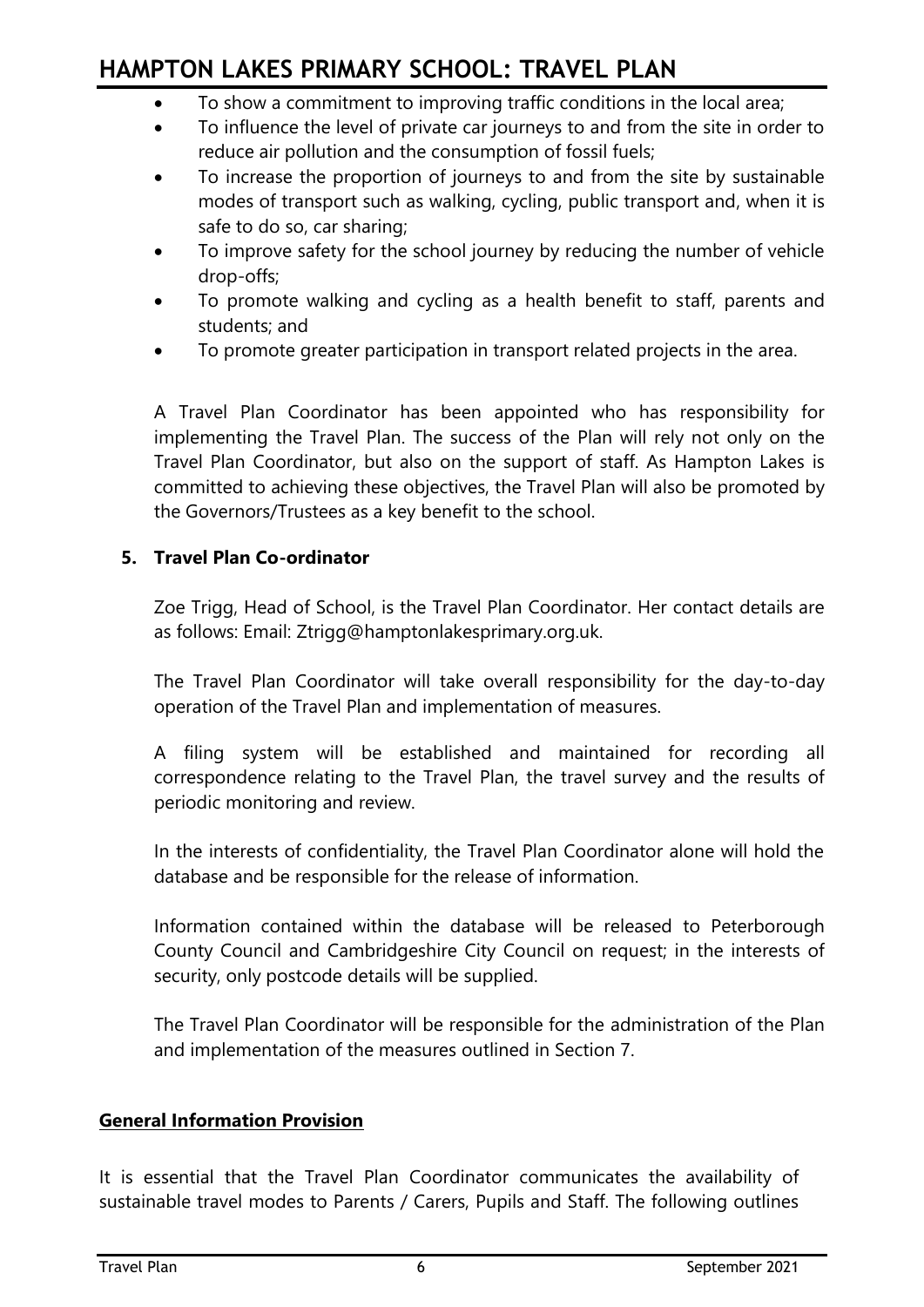- To show a commitment to improving traffic conditions in the local area;
- To influence the level of private car journeys to and from the site in order to reduce air pollution and the consumption of fossil fuels;
- To increase the proportion of journeys to and from the site by sustainable modes of transport such as walking, cycling, public transport and, when it is safe to do so, car sharing;
- To improve safety for the school journey by reducing the number of vehicle drop-offs;
- To promote walking and cycling as a health benefit to staff, parents and students; and
- To promote greater participation in transport related projects in the area.

A Travel Plan Coordinator has been appointed who has responsibility for implementing the Travel Plan. The success of the Plan will rely not only on the Travel Plan Coordinator, but also on the support of staff. As Hampton Lakes is committed to achieving these objectives, the Travel Plan will also be promoted by the Governors/Trustees as a key benefit to the school.

## 5. Travel Plan Co-ordinator

Zoe Trigg, Head of School, is the Travel Plan Coordinator. Her contact details are as follows: Email: Ztrigg@hamptonlakesprimary.org.uk.

The Travel Plan Coordinator will take overall responsibility for the day-to-day operation of the Travel Plan and implementation of measures.

A filing system will be established and maintained for recording all correspondence relating to the Travel Plan, the travel survey and the results of periodic monitoring and review.

In the interests of confidentiality, the Travel Plan Coordinator alone will hold the database and be responsible for the release of information.

Information contained within the database will be released to Peterborough County Council and Cambridgeshire City Council on request; in the interests of security, only postcode details will be supplied.

The Travel Plan Coordinator will be responsible for the administration of the Plan and implementation of the measures outlined in Section 7.

### General Information Provision

It is essential that the Travel Plan Coordinator communicates the availability of sustainable travel modes to Parents / Carers, Pupils and Staff. The following outlines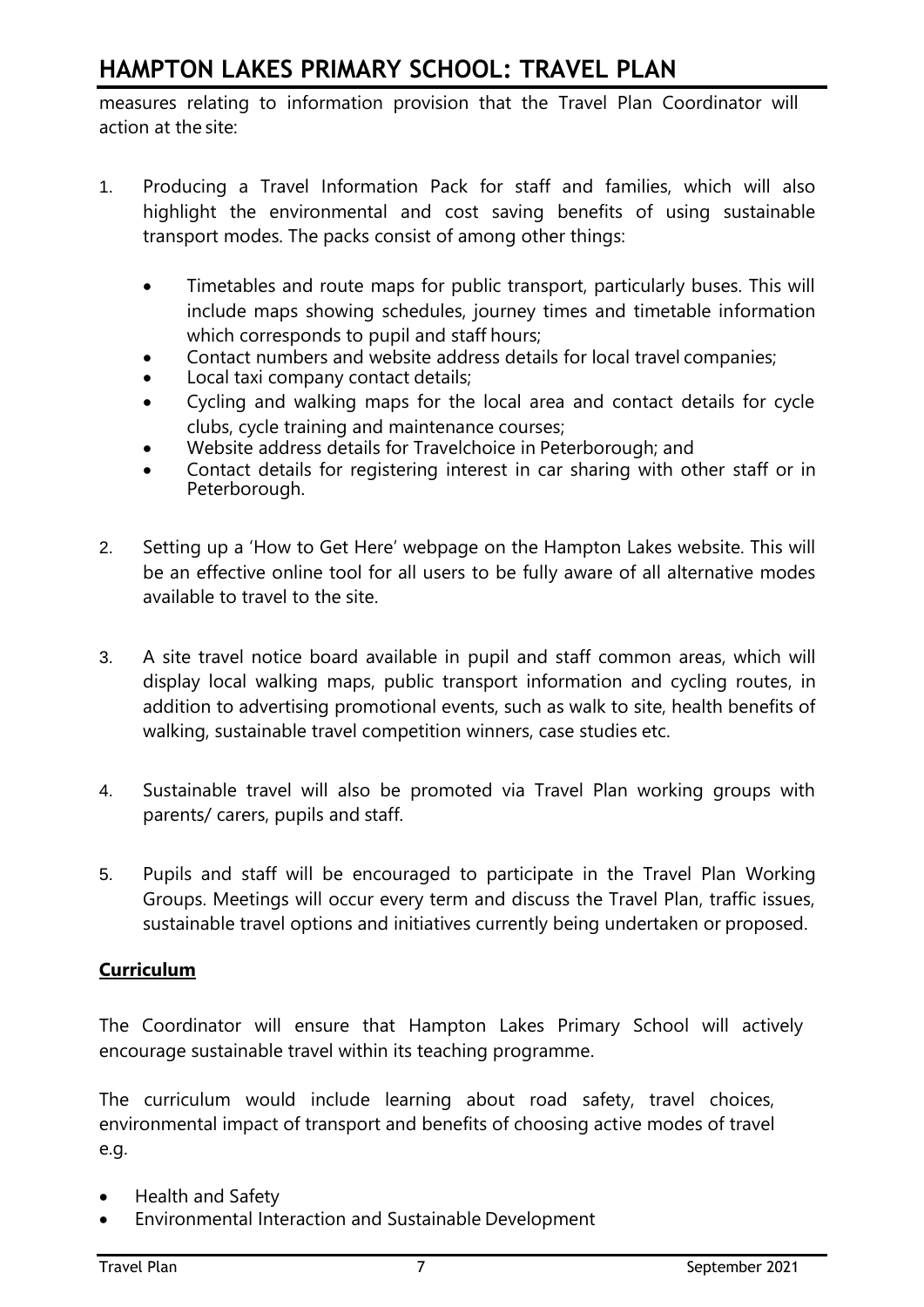measures relating to information provision that the Travel Plan Coordinator will action at the site:

1. Producing a Travel Information Pack for staff and families, which will also highlight the environmental and cost saving benefits of using sustainable transport modes. The packs consist of among other things:

   - Timetables and route maps for public transport, particularly buses. This will include maps showing schedules, journey times and timetable information which corresponds to pupil and staff hours;
   - Contact numbers and website address details for local travel companies;
   - Local taxi company contact details;
   - Cycling and walking maps for the local area and contact details for cycle clubs, cycle training and maintenance courses;
   - Website address details for Travelchoice in Peterborough; and
   - Contact details for registering interest in car sharing with other staff or in Peterborough.

2. Setting up a 'How to Get Here' webpage on the Hampton Lakes website. This will be an effective online tool for all users to be fully aware of all alternative modes available to travel to the site.

3. A site travel notice board available in pupil and staff common areas, which will display local walking maps, public transport information and cycling routes, in addition to advertising promotional events, such as walk to site, health benefits of walking, sustainable travel competition winners, case studies etc.

4. Sustainable travel will also be promoted via Travel Plan working groups with parents/ carers, pupils and staff.

5. Pupils and staff will be encouraged to participate in the Travel Plan Working Groups. Meetings will occur every term and discuss the Travel Plan, traffic issues, sustainable travel options and initiatives currently being undertaken or proposed.

**Curriculum**

The Coordinator will ensure that Hampton Lakes Primary School will actively encourage sustainable travel within its teaching programme.

The curriculum would include learning about road safety, travel choices, environmental impact of transport and benefits of choosing active modes of travel e.g.

- Health and Safety
- Environmental Interaction and Sustainable Development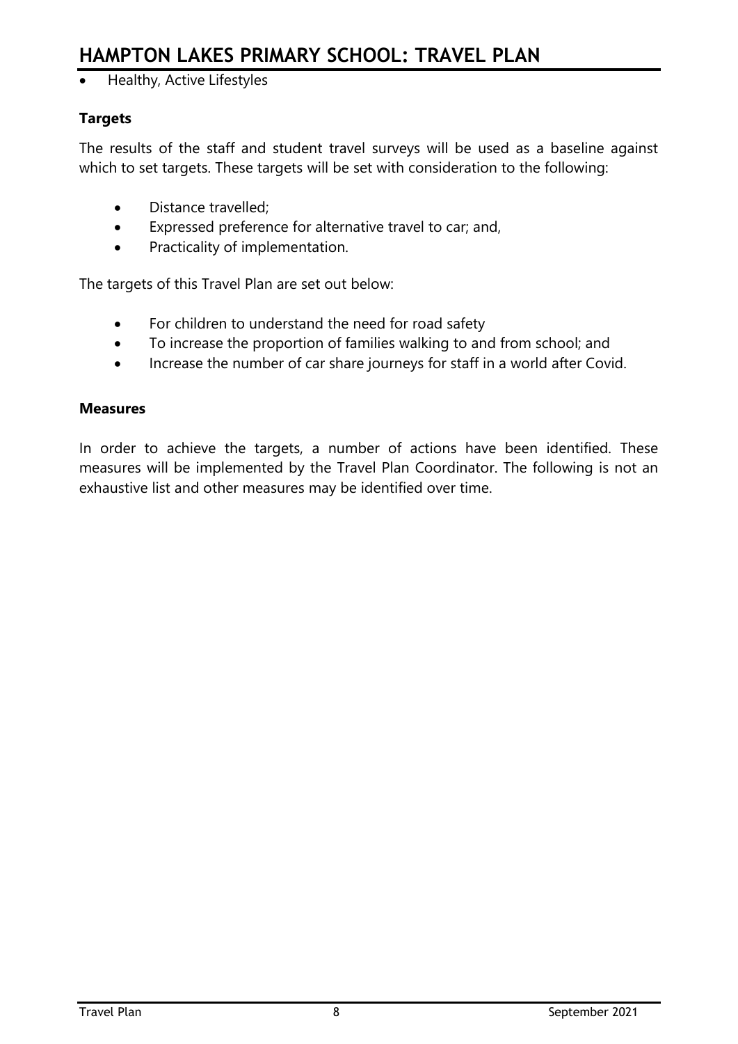- Healthy, Active Lifestyles

**Targets**

The results of the staff and student travel surveys will be used as a baseline against which to set targets. These targets will be set with consideration to the following:

- Distance travelled;
- Expressed preference for alternative travel to car; and,
- Practicality of implementation.

The targets of this Travel Plan are set out below:

- For children to understand the need for road safety
- To increase the proportion of families walking to and from school; and
- Increase the number of car share journeys for staff in a world after Covid.

**Measures**

In order to achieve the targets, a number of actions have been identified. These measures will be implemented by the Travel Plan Coordinator. The following is not an exhaustive list and other measures may be identified over time.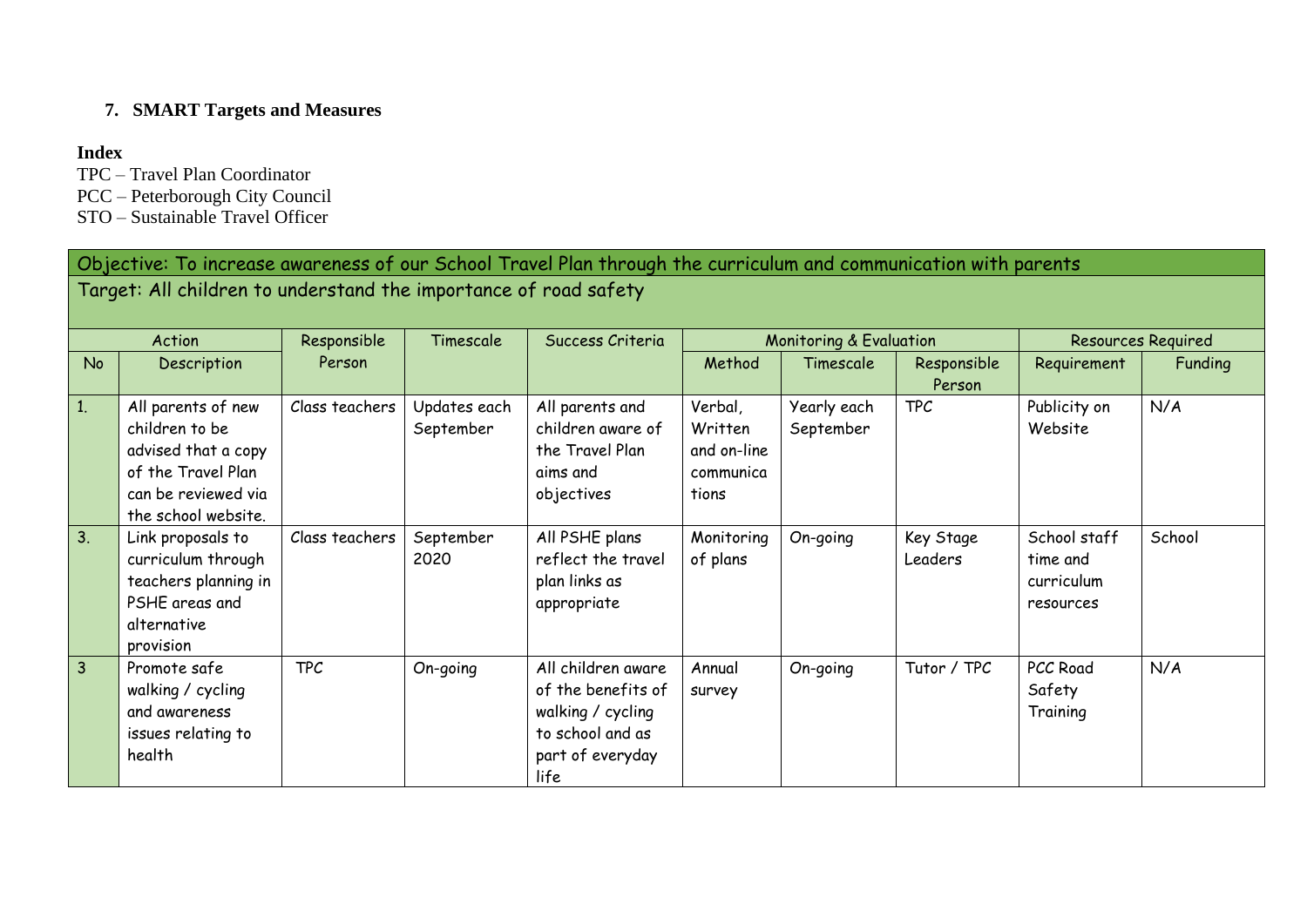### 7. SMART Targets and Measures

**Index**
TPC – Travel Plan Coordinator
PCC – Peterborough City Council
STO – Sustainable Travel Officer

| Objective: To increase awareness of our School Travel Plan through the curriculum and communication with parents | | | | | | | | | |
|---|---|---|---|---|---|---|---|---|---|
| Target: All children to understand the importance of road safety | | | | | | | | | |
| Action | | Responsible Person | Timescale | Success Criteria | Monitoring & Evaluation | | | Resources Required | |
| No | Description | | | | Method | Timescale | Responsible Person | Requirement | Funding |
| 1. | All parents of new children to be advised that a copy of the Travel Plan can be reviewed via the school website. | Class teachers | Updates each September | All parents and children aware of the Travel Plan aims and objectives | Verbal, Written and on-line communications | Yearly each September | TPC | Publicity on Website | N/A |
| 3. | Link proposals to curriculum through teachers planning in PSHE areas and alternative provision | Class teachers | September 2020 | All PSHE plans reflect the travel plan links as appropriate | Monitoring of plans | On-going | Key Stage Leaders | School staff time and curriculum resources | School |
| 3 | Promote safe walking / cycling and awareness issues relating to health | TPC | On-going | All children aware of the benefits of walking / cycling to school and as part of everyday life | Annual survey | On-going | Tutor / TPC | PCC Road Safety Training | N/A |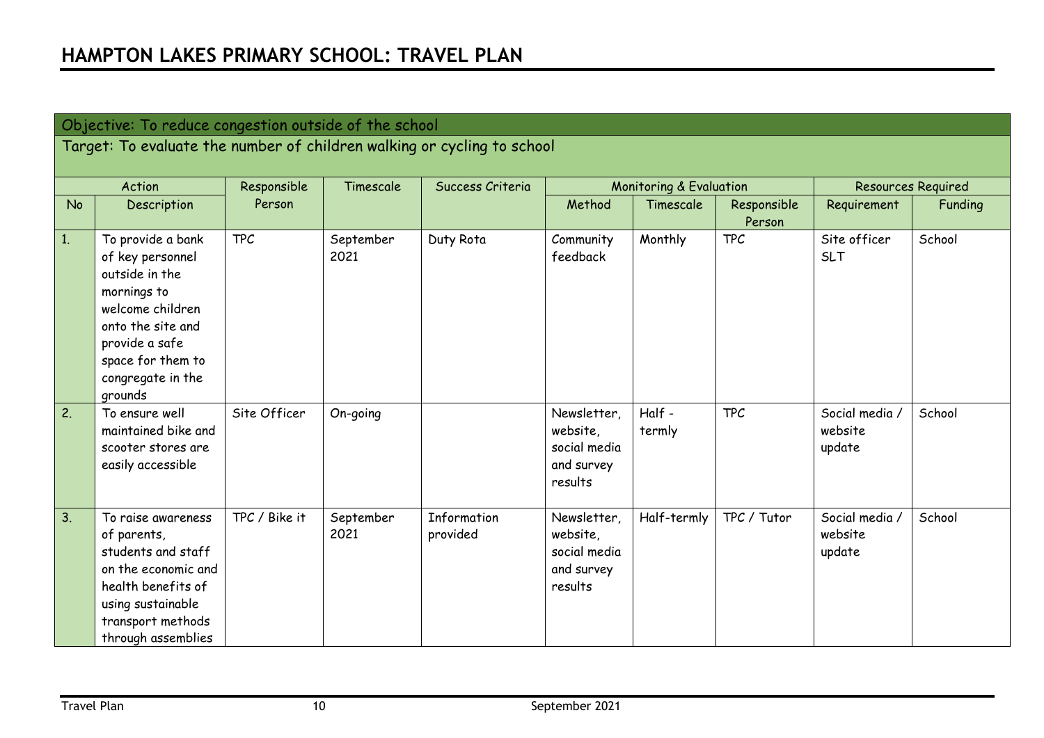# HAMPTON LAKES PRIMARY SCHOOL: TRAVEL PLAN

| Objective: To reduce congestion outside of the school | | | | | | | | | |
|---|---|---|---|---|---|---|---|---|---|
| Target: To evaluate the number of children walking or cycling to school | | | | | | | | | |
| Action | | Responsible Person | Timescale | Success Criteria | Monitoring & Evaluation | | | Resources Required | |
| No | Description | | | | Method | Timescale | Responsible Person | Requirement | Funding |
| 1. | To provide a bank of key personnel outside in the mornings to welcome children onto the site and provide a safe space for them to congregate in the grounds | TPC | September 2021 | Duty Rota | Community feedback | Monthly | TPC | Site officer SLT | School |
| 2. | To ensure well maintained bike and scooter stores are easily accessible | Site Officer | On-going | | Newsletter, website, social media and survey results | Half - termly | TPC | Social media / website update | School |
| 3. | To raise awareness of parents, students and staff on the economic and health benefits of using sustainable transport methods through assemblies | TPC / Bike it | September 2021 | Information provided | Newsletter, website, social media and survey results | Half-termly | TPC / Tutor | Social media / website update | School |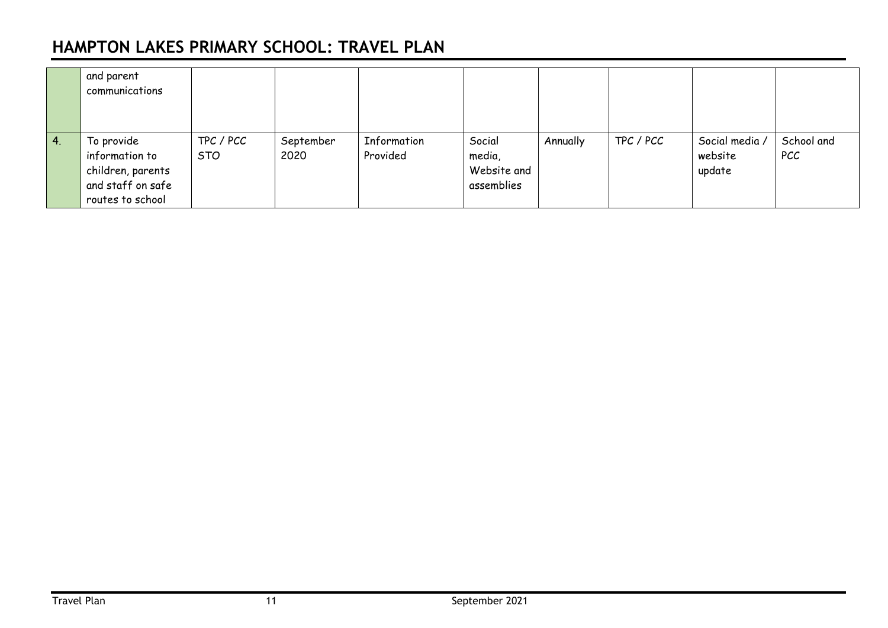| | | | | | | | | | |
|---|---|---|---|---|---|---|---|---|---|
| | and parent communications | | | | | | | | |
| 4. | To provide information to children, parents and staff on safe routes to school | TPC / PCC STO | September 2020 | Information Provided | Social media, Website and assemblies | Annually | TPC / PCC | Social media / website update | School and PCC |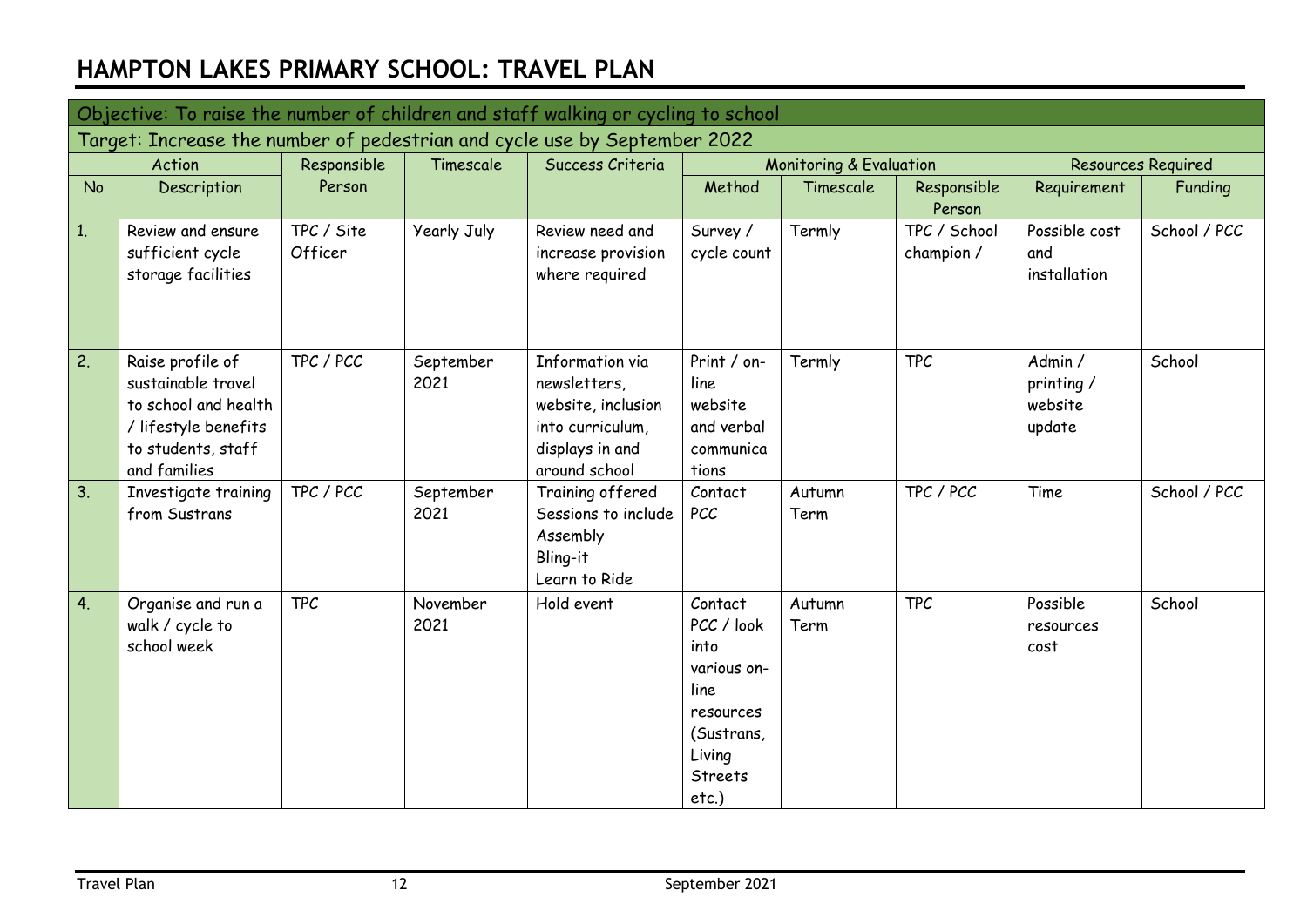# HAMPTON LAKES PRIMARY SCHOOL: TRAVEL PLAN

| Objective: To raise the number of children and staff walking or cycling to school | | | | | | | | | |
|---|---|---|---|---|---|---|---|---|---|
| **Target: Increase the number of pedestrian and cycle use by September 2022** | | | | | | | | | |
| Action | | Responsible Person | Timescale | Success Criteria | Monitoring & Evaluation | | | Resources Required | |
| No | Description | | | | Method | Timescale | Responsible Person | Requirement | Funding |
| 1. | Review and ensure sufficient cycle storage facilities | TPC / Site Officer | Yearly July | Review need and increase provision where required | Survey / cycle count | Termly | TPC / School champion / | Possible cost and installation | School / PCC |
| 2. | Raise profile of sustainable travel to school and health / lifestyle benefits to students, staff and families | TPC / PCC | September 2021 | Information via newsletters, website, inclusion into curriculum, displays in and around school | Print / on-line website and verbal communications | Termly | TPC | Admin / printing / website update | School |
| 3. | Investigate training from Sustrans | TPC / PCC | September 2021 | Training offered Sessions to include Assembly Bling-it Learn to Ride | Contact PCC | Autumn Term | TPC / PCC | Time | School / PCC |
| 4. | Organise and run a walk / cycle to school week | TPC | November 2021 | Hold event | Contact PCC / look into various on-line resources (Sustrans, Living Streets etc.) | Autumn Term | TPC | Possible resources cost | School |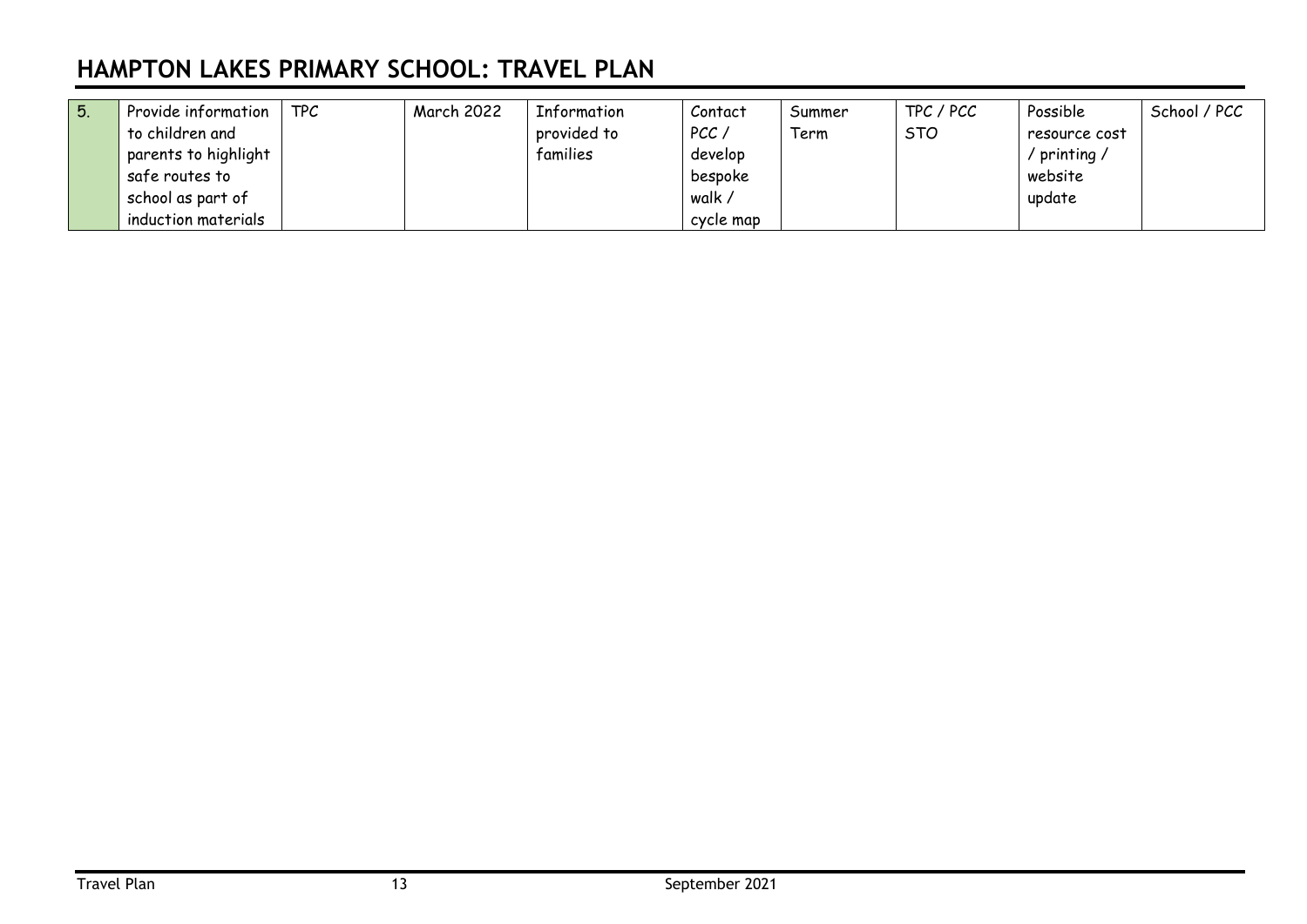# HAMPTON LAKES PRIMARY SCHOOL: TRAVEL PLAN

| | | | | | | | | | |
|---|---|---|---|---|---|---|---|---|---|
| 5. | Provide information to children and parents to highlight safe routes to school as part of induction materials | TPC | March 2022 | Information provided to families | Contact PCC / develop bespoke walk / cycle map | Summer Term | TPC / PCC STO | Possible resource cost / printing / website update | School / PCC |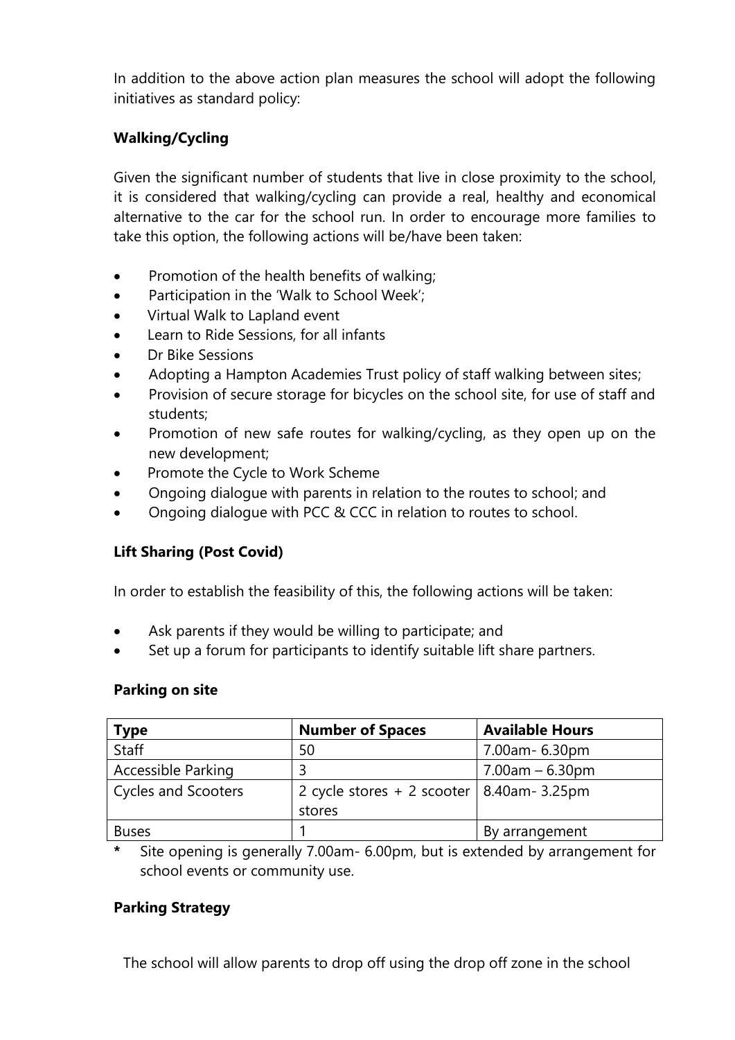In addition to the above action plan measures the school will adopt the following initiatives as standard policy:

**Walking/Cycling**

Given the significant number of students that live in close proximity to the school, it is considered that walking/cycling can provide a real, healthy and economical alternative to the car for the school run. In order to encourage more families to take this option, the following actions will be/have been taken:

- Promotion of the health benefits of walking;
- Participation in the 'Walk to School Week';
- Virtual Walk to Lapland event
- Learn to Ride Sessions, for all infants
- Dr Bike Sessions
- Adopting a Hampton Academies Trust policy of staff walking between sites;
- Provision of secure storage for bicycles on the school site, for use of staff and students;
- Promotion of new safe routes for walking/cycling, as they open up on the new development;
- Promote the Cycle to Work Scheme
- Ongoing dialogue with parents in relation to the routes to school; and
- Ongoing dialogue with PCC & CCC in relation to routes to school.

**Lift Sharing (Post Covid)**

In order to establish the feasibility of this, the following actions will be taken:

- Ask parents if they would be willing to participate; and
- Set up a forum for participants to identify suitable lift share partners.

**Parking on site**

| Type | Number of Spaces | Available Hours |
|---|---|---|
| Staff | 50 | 7.00am- 6.30pm |
| Accessible Parking | 3 | 7.00am – 6.30pm |
| Cycles and Scooters | 2 cycle stores + 2 scooter stores | 8.40am- 3.25pm |
| Buses | 1 | By arrangement |

**\*** Site opening is generally 7.00am- 6.00pm, but is extended by arrangement for school events or community use.

**Parking Strategy**

The school will allow parents to drop off using the drop off zone in the school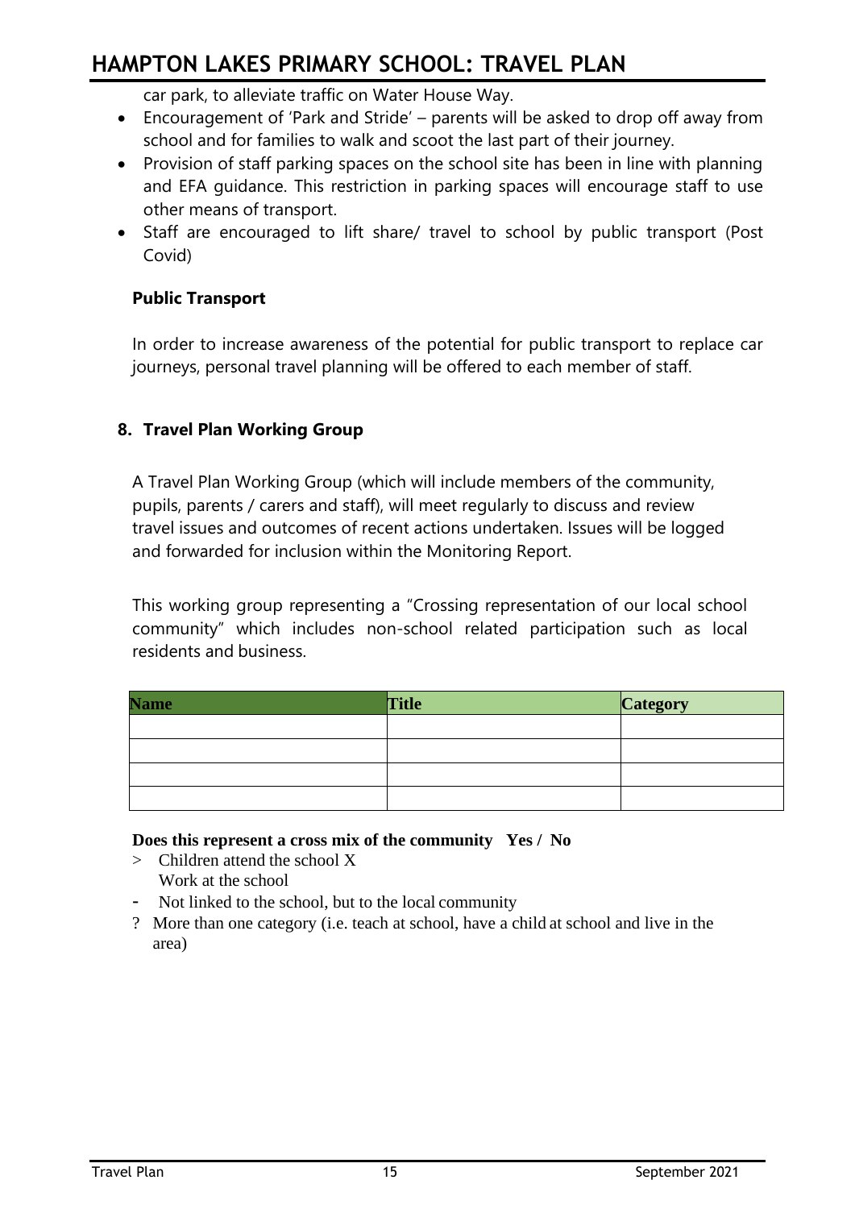car park, to alleviate traffic on Water House Way.

- Encouragement of 'Park and Stride' – parents will be asked to drop off away from school and for families to walk and scoot the last part of their journey.
- Provision of staff parking spaces on the school site has been in line with planning and EFA guidance. This restriction in parking spaces will encourage staff to use other means of transport.
- Staff are encouraged to lift share/ travel to school by public transport (Post Covid)

### Public Transport

In order to increase awareness of the potential for public transport to replace car journeys, personal travel planning will be offered to each member of staff.

## 8. Travel Plan Working Group

A Travel Plan Working Group (which will include members of the community, pupils, parents / carers and staff), will meet regularly to discuss and review travel issues and outcomes of recent actions undertaken. Issues will be logged and forwarded for inclusion within the Monitoring Report.

This working group representing a "Crossing representation of our local school community" which includes non-school related participation such as local residents and business.

| Name | Title | Category |
|---|---|---|
| | | |
| | | |
| | | |
| | | |

**Does this represent a cross mix of the community Yes / No**

> Children attend the school X
  Work at the school
- Not linked to the school, but to the local community
? More than one category (i.e. teach at school, have a child at school and live in the area)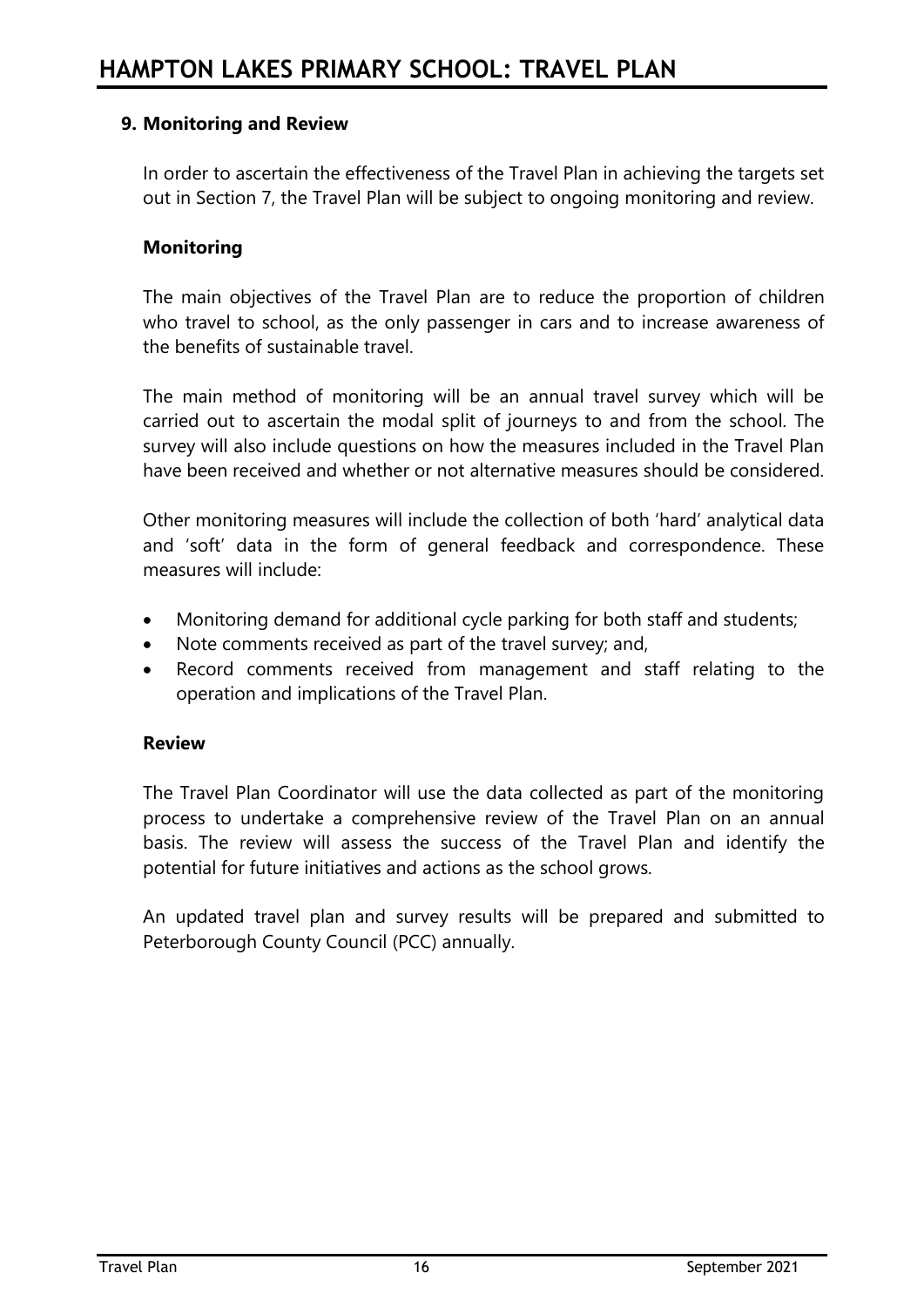## 9. Monitoring and Review

In order to ascertain the effectiveness of the Travel Plan in achieving the targets set out in Section 7, the Travel Plan will be subject to ongoing monitoring and review.

### Monitoring

The main objectives of the Travel Plan are to reduce the proportion of children who travel to school, as the only passenger in cars and to increase awareness of the benefits of sustainable travel.

The main method of monitoring will be an annual travel survey which will be carried out to ascertain the modal split of journeys to and from the school. The survey will also include questions on how the measures included in the Travel Plan have been received and whether or not alternative measures should be considered.

Other monitoring measures will include the collection of both 'hard' analytical data and 'soft' data in the form of general feedback and correspondence. These measures will include:

- Monitoring demand for additional cycle parking for both staff and students;
- Note comments received as part of the travel survey; and,
- Record comments received from management and staff relating to the operation and implications of the Travel Plan.

### Review

The Travel Plan Coordinator will use the data collected as part of the monitoring process to undertake a comprehensive review of the Travel Plan on an annual basis. The review will assess the success of the Travel Plan and identify the potential for future initiatives and actions as the school grows.

An updated travel plan and survey results will be prepared and submitted to Peterborough County Council (PCC) annually.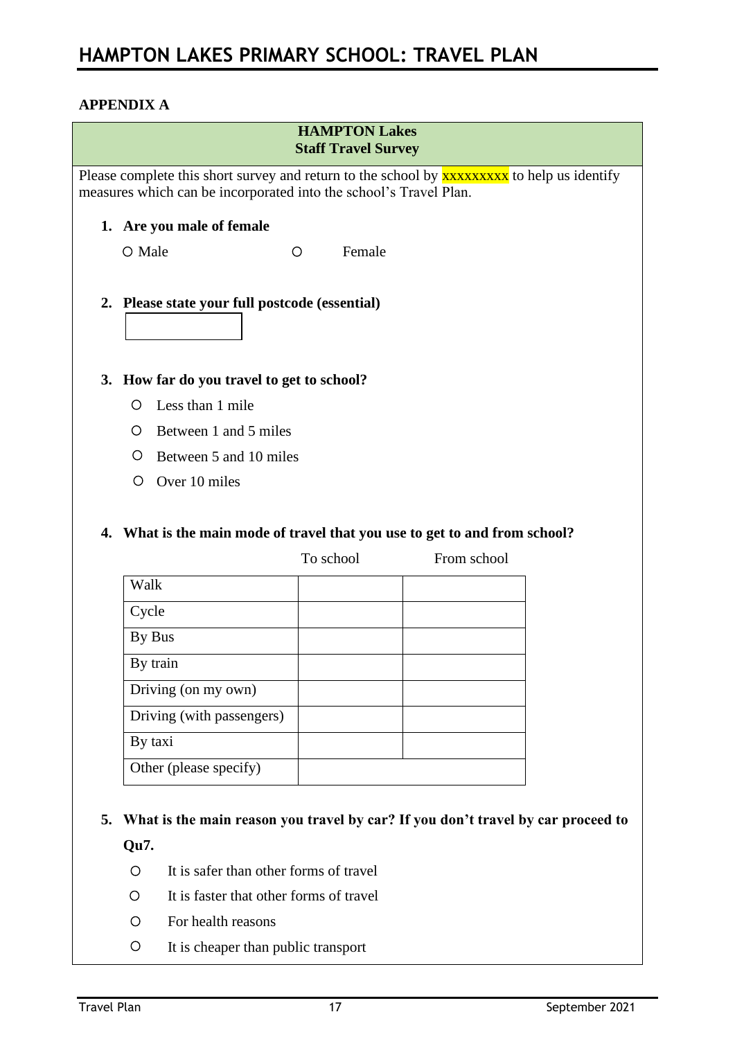## APPENDIX A

**HAMPTON Lakes**
**Staff Travel Survey**

Please complete this short survey and return to the school by xxxxxxxxx to help us identify measures which can be incorporated into the school's Travel Plan.

1. **Are you male of female**

   ○ Male ○ Female

2. **Please state your full postcode (essential)**

3. **How far do you travel to get to school?**

   ○ Less than 1 mile
   ○ Between 1 and 5 miles
   ○ Between 5 and 10 miles
   ○ Over 10 miles

4. **What is the main mode of travel that you use to get to and from school?**

| | To school | From school |
|---|---|---|
| Walk | | |
| Cycle | | |
| By Bus | | |
| By train | | |
| Driving (on my own) | | |
| Driving (with passengers) | | |
| By taxi | | |
| Other (please specify) | | |

5. **What is the main reason you travel by car? If you don't travel by car proceed to Qu7.**

   ○ It is safer than other forms of travel
   ○ It is faster that other forms of travel
   ○ For health reasons
   ○ It is cheaper than public transport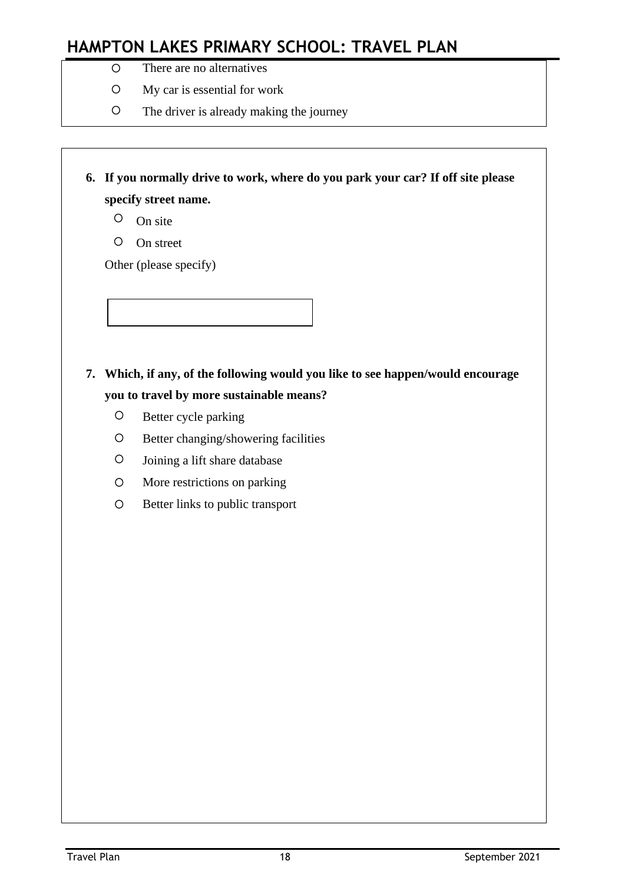- There are no alternatives
- My car is essential for work
- The driver is already making the journey

**6. If you normally drive to work, where do you park your car? If off site please specify street name.**

- On site
- On street

Other (please specify)

**7. Which, if any, of the following would you like to see happen/would encourage you to travel by more sustainable means?**

- Better cycle parking
- Better changing/showering facilities
- Joining a lift share database
- More restrictions on parking
- Better links to public transport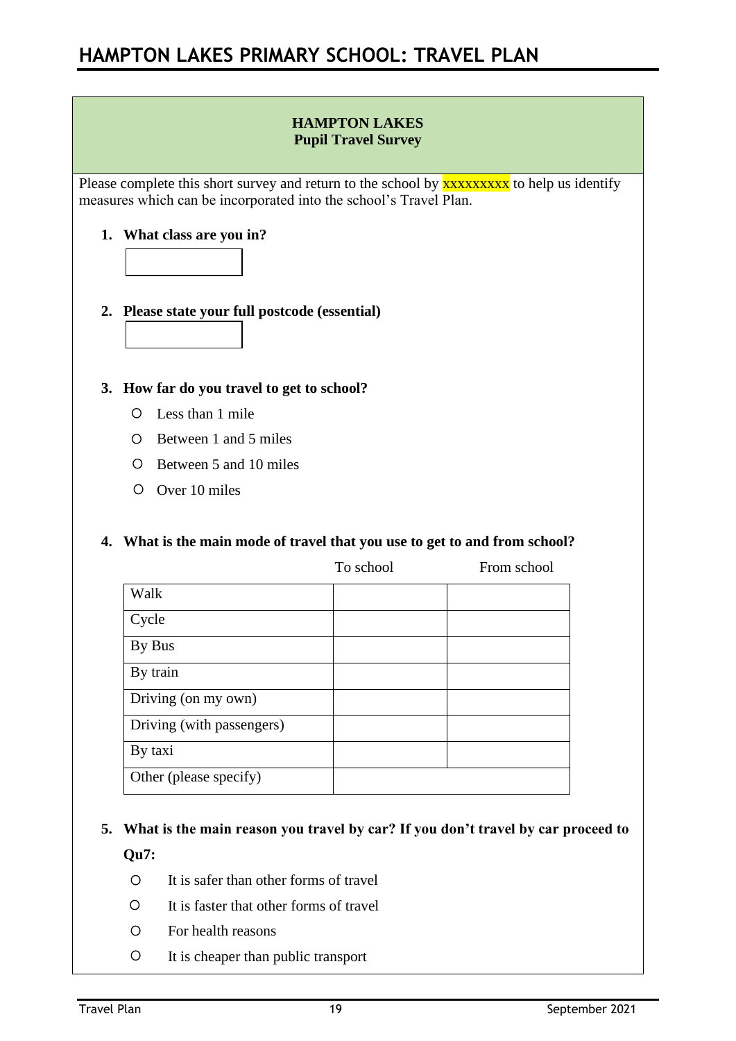**HAMPTON LAKES**
**Pupil Travel Survey**

Please complete this short survey and return to the school by xxxxxxxxx to help us identify measures which can be incorporated into the school's Travel Plan.

1. **What class are you in?**

2. **Please state your full postcode (essential)**

3. **How far do you travel to get to school?**
   - ○ Less than 1 mile
   - ○ Between 1 and 5 miles
   - ○ Between 5 and 10 miles
   - ○ Over 10 miles

4. **What is the main mode of travel that you use to get to and from school?**

| | To school | From school |
|---|---|---|
| Walk | | |
| Cycle | | |
| By Bus | | |
| By train | | |
| Driving (on my own) | | |
| Driving (with passengers) | | |
| By taxi | | |
| Other (please specify) | | |

5. **What is the main reason you travel by car? If you don't travel by car proceed to Qu7:**
   - ○ It is safer than other forms of travel
   - ○ It is faster that other forms of travel
   - ○ For health reasons
   - ○ It is cheaper than public transport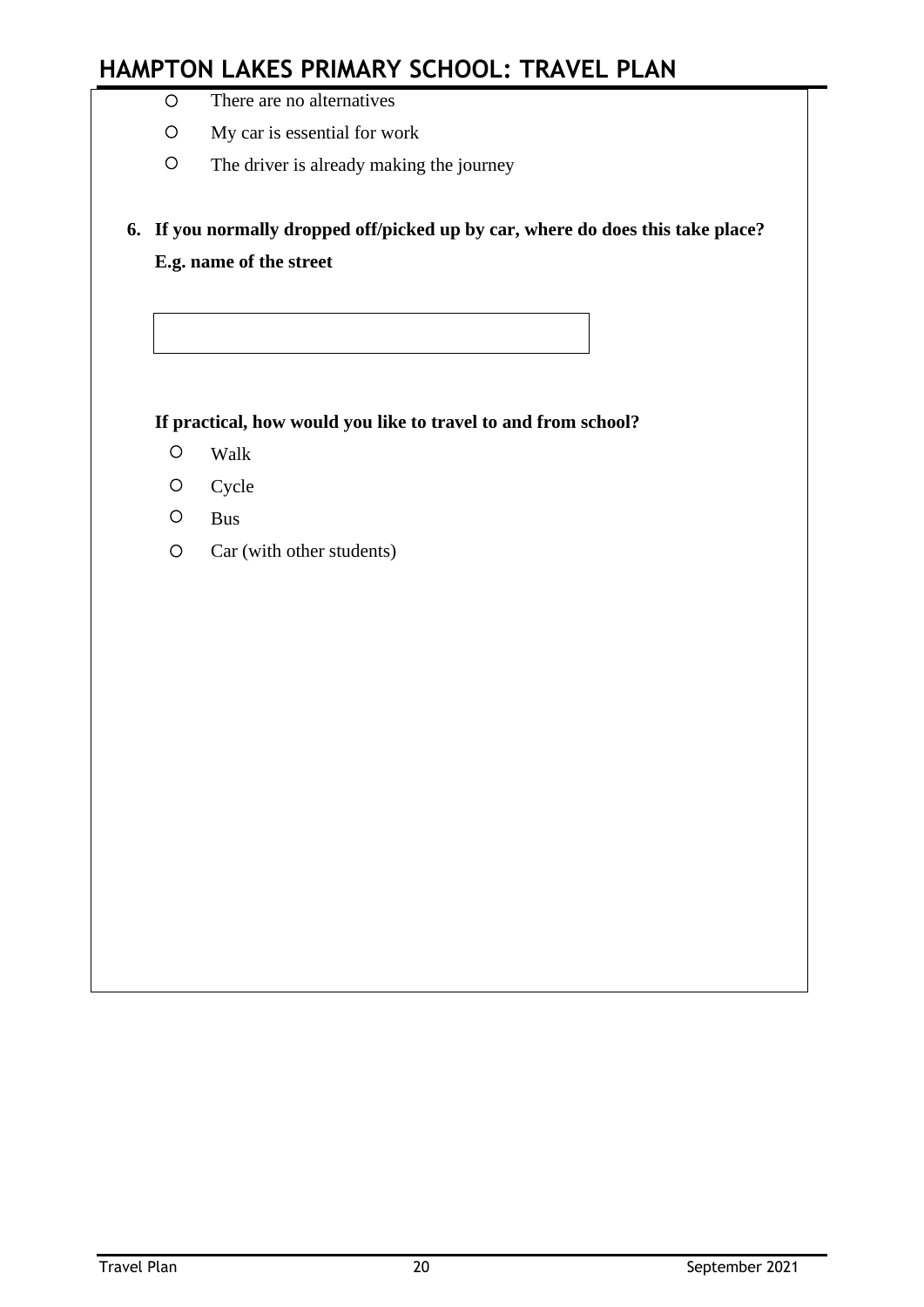- ○ There are no alternatives
- ○ My car is essential for work
- ○ The driver is already making the journey

**6. If you normally dropped off/picked up by car, where do does this take place? E.g. name of the street**

**If practical, how would you like to travel to and from school?**

- ○ Walk
- ○ Cycle
- ○ Bus
- ○ Car (with other students)